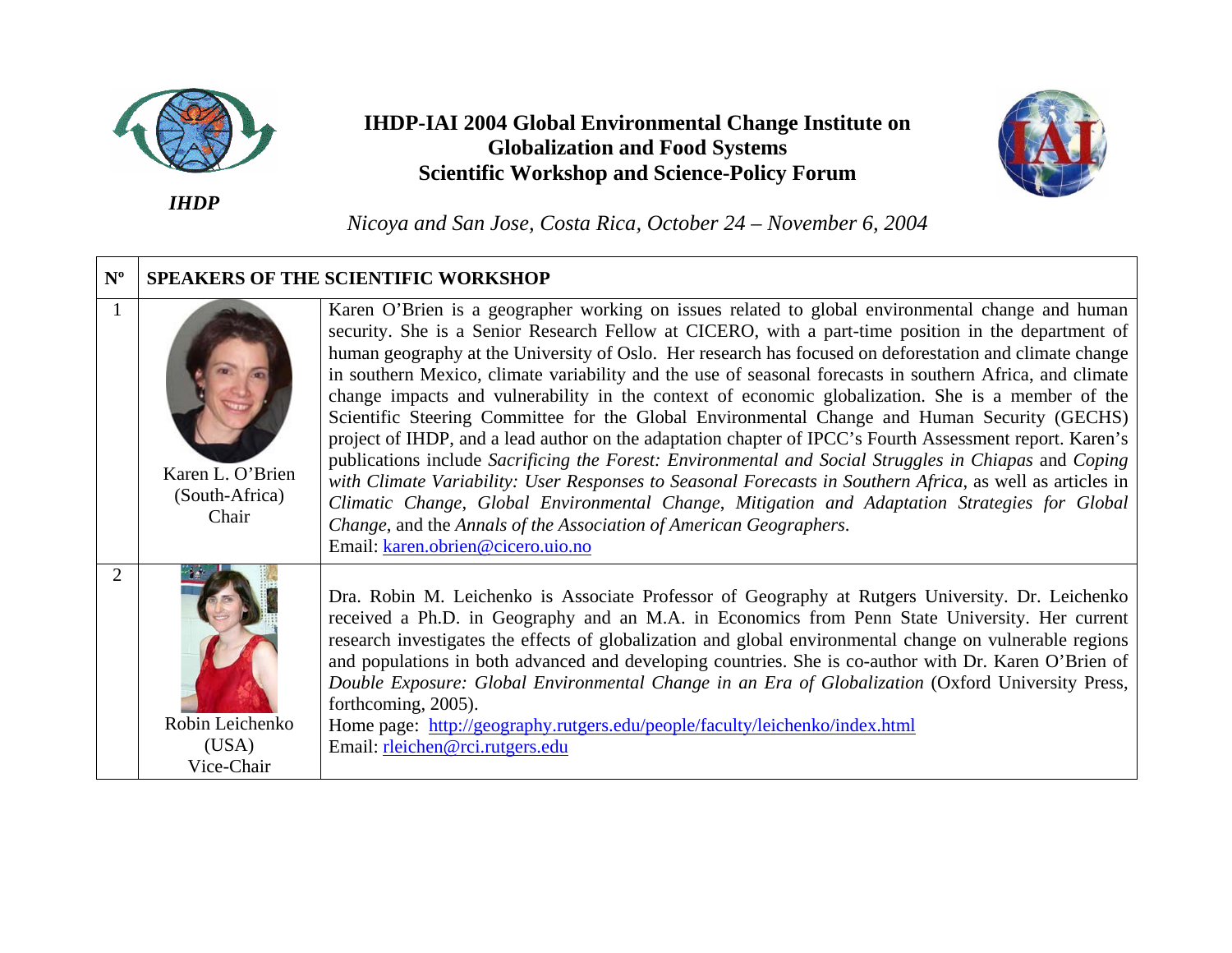*IHDP*

# IHDP-IAI 2004 Global Environmental Change Institute on Globalization and Food Systems Scientific Workshop and Science-Policy Forum

*Nicoya and San Jose, Costa Rica, October 24 – November 6, 2004*

| Nº | SPEAKERS OF THE SCIENTIFIC WORKSHOP | |
|---|---|---|
| 1 | Karen L. O'Brien (South-Africa) Chair | Karen O'Brien is a geographer working on issues related to global environmental change and human security. She is a Senior Research Fellow at CICERO, with a part-time position in the department of human geography at the University of Oslo. Her research has focused on deforestation and climate change in southern Mexico, climate variability and the use of seasonal forecasts in southern Africa, and climate change impacts and vulnerability in the context of economic globalization. She is a member of the Scientific Steering Committee for the Global Environmental Change and Human Security (GECHS) project of IHDP, and a lead author on the adaptation chapter of IPCC's Fourth Assessment report. Karen's publications include *Sacrificing the Forest: Environmental and Social Struggles in Chiapas* and *Coping with Climate Variability: User Responses to Seasonal Forecasts in Southern Africa*, as well as articles in *Climatic Change*, *Global Environmental Change*, *Mitigation and Adaptation Strategies for Global Change*, and the *Annals of the Association of American Geographers*. Email: karen.obrien@cicero.uio.no |
| 2 | Robin Leichenko (USA) Vice-Chair | Dra. Robin M. Leichenko is Associate Professor of Geography at Rutgers University. Dr. Leichenko received a Ph.D. in Geography and an M.A. in Economics from Penn State University. Her current research investigates the effects of globalization and global environmental change on vulnerable regions and populations in both advanced and developing countries. She is co-author with Dr. Karen O'Brien of *Double Exposure: Global Environmental Change in an Era of Globalization* (Oxford University Press, forthcoming, 2005). Home page: http://geography.rutgers.edu/people/faculty/leichenko/index.html Email: rleichen@rci.rutgers.edu |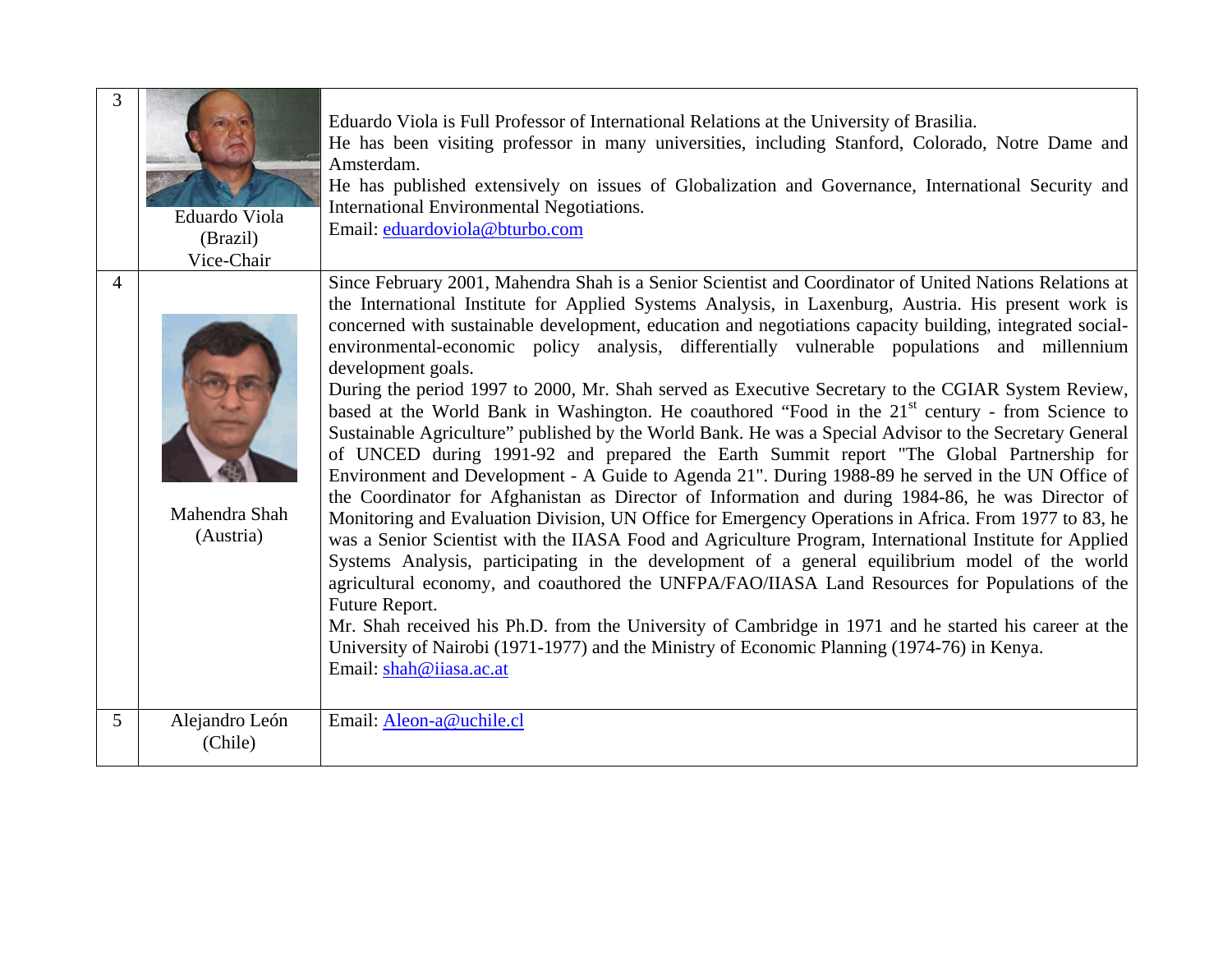| 3 | Eduardo Viola (Brazil) Vice-Chair | Eduardo Viola is Full Professor of International Relations at the University of Brasilia.<br>He has been visiting professor in many universities, including Stanford, Colorado, Notre Dame and Amsterdam.<br>He has published extensively on issues of Globalization and Governance, International Security and International Environmental Negotiations.<br>Email: eduardoviola@bturbo.com |
|---|---|---|
| 4 | Mahendra Shah (Austria) | Since February 2001, Mahendra Shah is a Senior Scientist and Coordinator of United Nations Relations at the International Institute for Applied Systems Analysis, in Laxenburg, Austria. His present work is concerned with sustainable development, education and negotiations capacity building, integrated social-environmental-economic policy analysis, differentially vulnerable populations and millennium development goals.<br>During the period 1997 to 2000, Mr. Shah served as Executive Secretary to the CGIAR System Review, based at the World Bank in Washington. He coauthored "Food in the 21st century - from Science to Sustainable Agriculture" published by the World Bank. He was a Special Advisor to the Secretary General of UNCED during 1991-92 and prepared the Earth Summit report "The Global Partnership for Environment and Development - A Guide to Agenda 21". During 1988-89 he served in the UN Office of the Coordinator for Afghanistan as Director of Information and during 1984-86, he was Director of Monitoring and Evaluation Division, UN Office for Emergency Operations in Africa. From 1977 to 83, he was a Senior Scientist with the IIASA Food and Agriculture Program, International Institute for Applied Systems Analysis, participating in the development of a general equilibrium model of the world agricultural economy, and coauthored the UNFPA/FAO/IIASA Land Resources for Populations of the Future Report.<br>Mr. Shah received his Ph.D. from the University of Cambridge in 1971 and he started his career at the University of Nairobi (1971-1977) and the Ministry of Economic Planning (1974-76) in Kenya.<br>Email: shah@iiasa.ac.at |
| 5 | Alejandro León (Chile) | Email: Aleon-a@uchile.cl |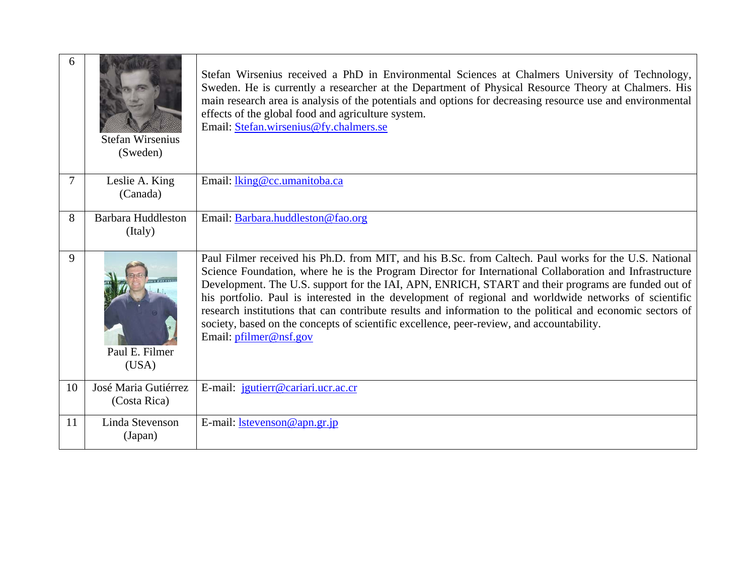| | | |
|---|---|---|
| 6 | Stefan Wirsenius (Sweden) | Stefan Wirsenius received a PhD in Environmental Sciences at Chalmers University of Technology, Sweden. He is currently a researcher at the Department of Physical Resource Theory at Chalmers. His main research area is analysis of the potentials and options for decreasing resource use and environmental effects of the global food and agriculture system. Email: Stefan.wirsenius@fy.chalmers.se |
| 7 | Leslie A. King (Canada) | Email: lking@cc.umanitoba.ca |
| 8 | Barbara Huddleston (Italy) | Email: Barbara.huddleston@fao.org |
| 9 | Paul E. Filmer (USA) | Paul Filmer received his Ph.D. from MIT, and his B.Sc. from Caltech. Paul works for the U.S. National Science Foundation, where he is the Program Director for International Collaboration and Infrastructure Development. The U.S. support for the IAI, APN, ENRICH, START and their programs are funded out of his portfolio. Paul is interested in the development of regional and worldwide networks of scientific research institutions that can contribute results and information to the political and economic sectors of society, based on the concepts of scientific excellence, peer-review, and accountability. Email: pfilmer@nsf.gov |
| 10 | José Maria Gutiérrez (Costa Rica) | E-mail: jgutierr@cariari.ucr.ac.cr |
| 11 | Linda Stevenson (Japan) | E-mail: lstevenson@apn.gr.jp |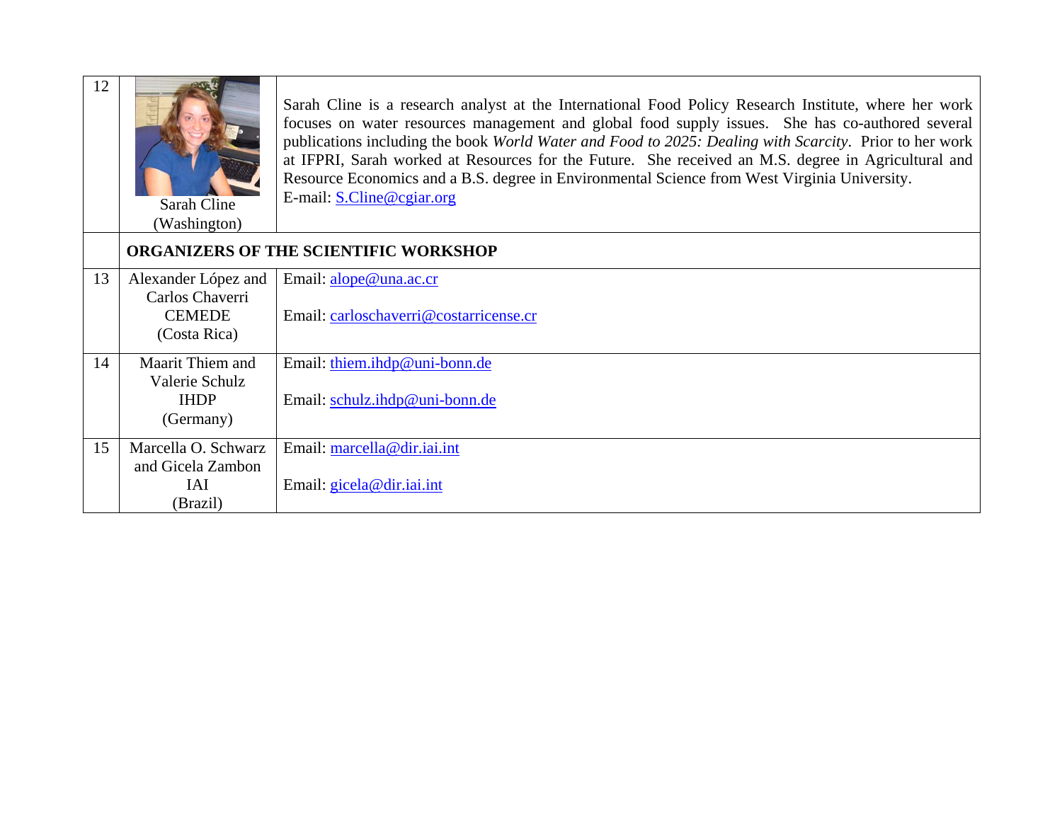| | | |
|---|---|---|
| 12 | Sarah Cline (Washington) | Sarah Cline is a research analyst at the International Food Policy Research Institute, where her work focuses on water resources management and global food supply issues. She has co-authored several publications including the book *World Water and Food to 2025: Dealing with Scarcity*. Prior to her work at IFPRI, Sarah worked at Resources for the Future. She received an M.S. degree in Agricultural and Resource Economics and a B.S. degree in Environmental Science from West Virginia University. E-mail: S.Cline@cgiar.org |
| | **ORGANIZERS OF THE SCIENTIFIC WORKSHOP** | |
| 13 | Alexander López and Carlos Chaverri CEMEDE (Costa Rica) | Email: alope@una.ac.cr<br><br>Email: carloschaverri@costarricense.cr |
| 14 | Maarit Thiem and Valerie Schulz IHDP (Germany) | Email: thiem.ihdp@uni-bonn.de<br><br>Email: schulz.ihdp@uni-bonn.de |
| 15 | Marcella O. Schwarz and Gicela Zambon IAI (Brazil) | Email: marcella@dir.iai.int<br><br>Email: gicela@dir.iai.int |